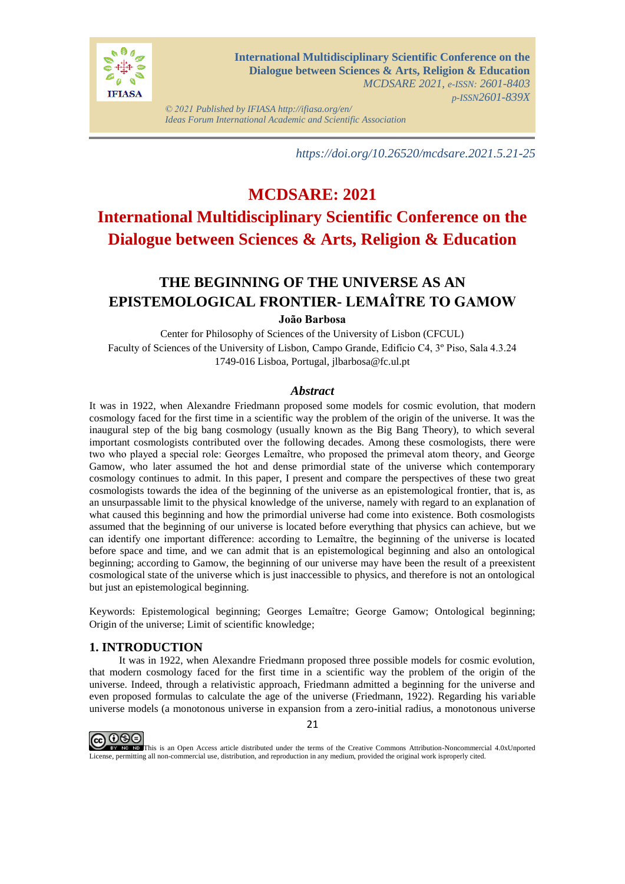https://doi.org/10.26520/mcdsare.2021.5.21-25

# MCDSARE: 2021

# International Multidisciplinary Scientific Conference on the Dialogue between Sciences & Arts, Religion & Education

## THE BEGINNING OF THE UNIVERSE AS AN EPISTEMOLOGICAL FRONTIER- LEMAÎTRE TO GAMOW

**João Barbosa**

Center for Philosophy of Sciences of the University of Lisbon (CFCUL)
Faculty of Sciences of the University of Lisbon, Campo Grande, Edifício C4, 3º Piso, Sala 4.3.24
1749-016 Lisboa, Portugal, jlbarbosa@fc.ul.pt

### *Abstract*

It was in 1922, when Alexandre Friedmann proposed some models for cosmic evolution, that modern cosmology faced for the first time in a scientific way the problem of the origin of the universe. It was the inaugural step of the big bang cosmology (usually known as the Big Bang Theory), to which several important cosmologists contributed over the following decades. Among these cosmologists, there were two who played a special role: Georges Lemaître, who proposed the primeval atom theory, and George Gamow, who later assumed the hot and dense primordial state of the universe which contemporary cosmology continues to admit. In this paper, I present and compare the perspectives of these two great cosmologists towards the idea of the beginning of the universe as an epistemological frontier, that is, as an unsurpassable limit to the physical knowledge of the universe, namely with regard to an explanation of what caused this beginning and how the primordial universe had come into existence. Both cosmologists assumed that the beginning of our universe is located before everything that physics can achieve, but we can identify one important difference: according to Lemaître, the beginning of the universe is located before space and time, and we can admit that is an epistemological beginning and also an ontological beginning; according to Gamow, the beginning of our universe may have been the result of a preexistent cosmological state of the universe which is just inaccessible to physics, and therefore is not an ontological but just an epistemological beginning.

Keywords: Epistemological beginning; Georges Lemaître; George Gamow; Ontological beginning; Origin of the universe; Limit of scientific knowledge;

## 1. INTRODUCTION

It was in 1922, when Alexandre Friedmann proposed three possible models for cosmic evolution, that modern cosmology faced for the first time in a scientific way the problem of the origin of the universe. Indeed, through a relativistic approach, Friedmann admitted a beginning for the universe and even proposed formulas to calculate the age of the universe (Friedmann, 1922). Regarding his variable universe models (a monotonous universe in expansion from a zero-initial radius, a monotonous universe

This is an Open Access article distributed under the terms of the Creative Commons Attribution-Noncommercial 4.0xUnported License, permitting all non-commercial use, distribution, and reproduction in any medium, provided the original work isproperly cited.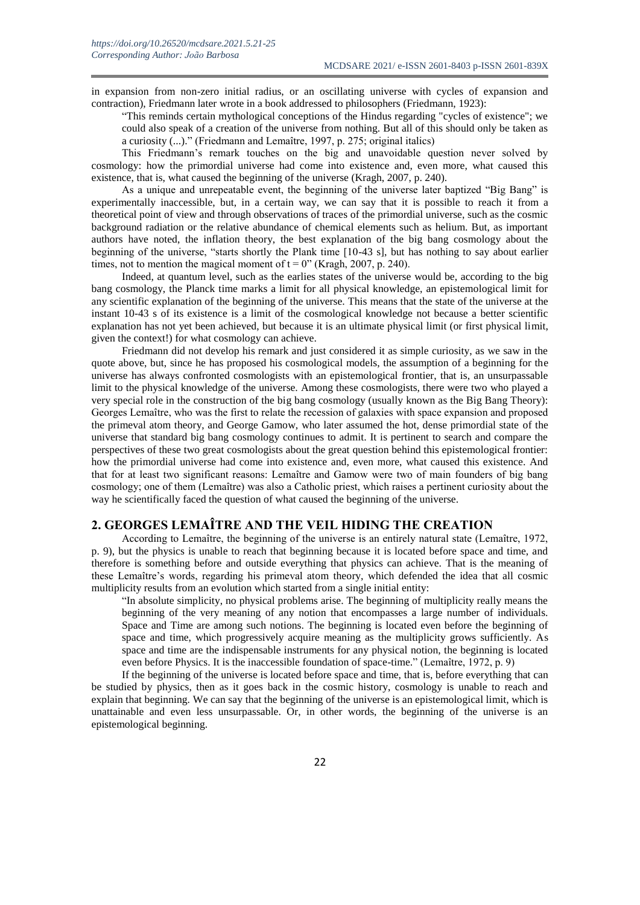in expansion from non-zero initial radius, or an oscillating universe with cycles of expansion and contraction), Friedmann later wrote in a book addressed to philosophers (Friedmann, 1923):

> "This reminds certain mythological conceptions of the Hindus regarding "cycles of existence"; we could also speak of a creation of the universe from nothing. But all of this should only be taken as a curiosity (...)." (Friedmann and Lemaître, 1997, p. 275; original italics)

This Friedmann's remark touches on the big and unavoidable question never solved by cosmology: how the primordial universe had come into existence and, even more, what caused this existence, that is, what caused the beginning of the universe (Kragh, 2007, p. 240).

As a unique and unrepeatable event, the beginning of the universe later baptized "Big Bang" is experimentally inaccessible, but, in a certain way, we can say that it is possible to reach it from a theoretical point of view and through observations of traces of the primordial universe, such as the cosmic background radiation or the relative abundance of chemical elements such as helium. But, as important authors have noted, the inflation theory, the best explanation of the big bang cosmology about the beginning of the universe, "starts shortly the Plank time [10-43 s], but has nothing to say about earlier times, not to mention the magical moment of $t = 0$" (Kragh, 2007, p. 240).

Indeed, at quantum level, such as the earlies states of the universe would be, according to the big bang cosmology, the Planck time marks a limit for all physical knowledge, an epistemological limit for any scientific explanation of the beginning of the universe. This means that the state of the universe at the instant 10-43 s of its existence is a limit of the cosmological knowledge not because a better scientific explanation has not yet been achieved, but because it is an ultimate physical limit (or first physical limit, given the context!) for what cosmology can achieve.

Friedmann did not develop his remark and just considered it as simple curiosity, as we saw in the quote above, but, since he has proposed his cosmological models, the assumption of a beginning for the universe has always confronted cosmologists with an epistemological frontier, that is, an unsurpassable limit to the physical knowledge of the universe. Among these cosmologists, there were two who played a very special role in the construction of the big bang cosmology (usually known as the Big Bang Theory): Georges Lemaître, who was the first to relate the recession of galaxies with space expansion and proposed the primeval atom theory, and George Gamow, who later assumed the hot, dense primordial state of the universe that standard big bang cosmology continues to admit. It is pertinent to search and compare the perspectives of these two great cosmologists about the great question behind this epistemological frontier: how the primordial universe had come into existence and, even more, what caused this existence. And that for at least two significant reasons: Lemaître and Gamow were two of main founders of big bang cosmology; one of them (Lemaître) was also a Catholic priest, which raises a pertinent curiosity about the way he scientifically faced the question of what caused the beginning of the universe.

## 2. GEORGES LEMAÎTRE AND THE VEIL HIDING THE CREATION

According to Lemaître, the beginning of the universe is an entirely natural state (Lemaître, 1972, p. 9), but the physics is unable to reach that beginning because it is located before space and time, and therefore is something before and outside everything that physics can achieve. That is the meaning of these Lemaître's words, regarding his primeval atom theory, which defended the idea that all cosmic multiplicity results from an evolution which started from a single initial entity:

> "In absolute simplicity, no physical problems arise. The beginning of multiplicity really means the beginning of the very meaning of any notion that encompasses a large number of individuals. Space and Time are among such notions. The beginning is located even before the beginning of space and time, which progressively acquire meaning as the multiplicity grows sufficiently. As space and time are the indispensable instruments for any physical notion, the beginning is located even before Physics. It is the inaccessible foundation of space-time." (Lemaître, 1972, p. 9)

If the beginning of the universe is located before space and time, that is, before everything that can be studied by physics, then as it goes back in the cosmic history, cosmology is unable to reach and explain that beginning. We can say that the beginning of the universe is an epistemological limit, which is unattainable and even less unsurpassable. Or, in other words, the beginning of the universe is an epistemological beginning.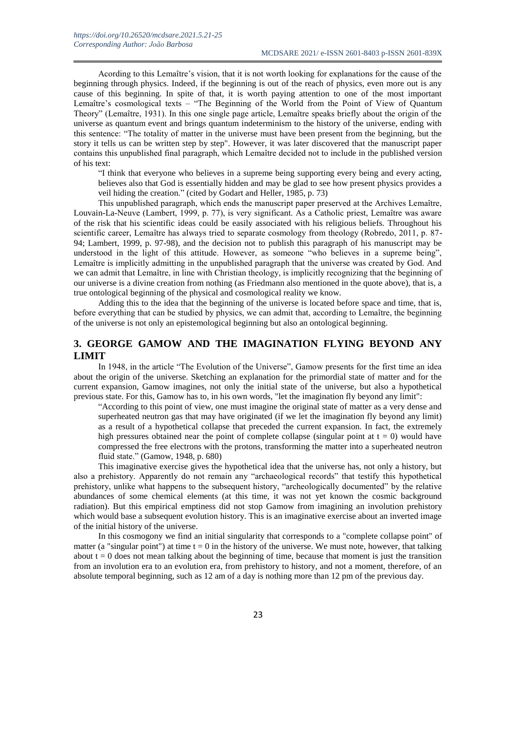Acording to this Lemaître's vision, that it is not worth looking for explanations for the cause of the beginning through physics. Indeed, if the beginning is out of the reach of physics, even more out is any cause of this beginning. In spite of that, it is worth paying attention to one of the most important Lemaître's cosmological texts – "The Beginning of the World from the Point of View of Quantum Theory" (Lemaître, 1931). In this one single page article, Lemaître speaks briefly about the origin of the universe as quantum event and brings quantum indeterminism to the history of the universe, ending with this sentence: "The totality of matter in the universe must have been present from the beginning, but the story it tells us can be written step by step". However, it was later discovered that the manuscript paper contains this unpublished final paragraph, which Lemaître decided not to include in the published version of his text:

> "I think that everyone who believes in a supreme being supporting every being and every acting, believes also that God is essentially hidden and may be glad to see how present physics provides a veil hiding the creation." (cited by Godart and Heller, 1985, p. 73)

This unpublished paragraph, which ends the manuscript paper preserved at the Archives Lemaître, Louvain-La-Neuve (Lambert, 1999, p. 77), is very significant. As a Catholic priest, Lemaître was aware of the risk that his scientific ideas could be easily associated with his religious beliefs. Throughout his scientific career, Lemaître has always tried to separate cosmology from theology (Robredo, 2011, p. 87-94; Lambert, 1999, p. 97-98), and the decision not to publish this paragraph of his manuscript may be understood in the light of this attitude. However, as someone "who believes in a supreme being", Lemaître is implicitly admitting in the unpublished paragraph that the universe was created by God. And we can admit that Lemaître, in line with Christian theology, is implicitly recognizing that the beginning of our universe is a divine creation from nothing (as Friedmann also mentioned in the quote above), that is, a true ontological beginning of the physical and cosmological reality we know.

Adding this to the idea that the beginning of the universe is located before space and time, that is, before everything that can be studied by physics, we can admit that, according to Lemaître, the beginning of the universe is not only an epistemological beginning but also an ontological beginning.

## 3. GEORGE GAMOW AND THE IMAGINATION FLYING BEYOND ANY LIMIT

In 1948, in the article "The Evolution of the Universe", Gamow presents for the first time an idea about the origin of the universe. Sketching an explanation for the primordial state of matter and for the current expansion, Gamow imagines, not only the initial state of the universe, but also a hypothetical previous state. For this, Gamow has to, in his own words, "let the imagination fly beyond any limit":

> "According to this point of view, one must imagine the original state of matter as a very dense and superheated neutron gas that may have originated (if we let the imagination fly beyond any limit) as a result of a hypothetical collapse that preceded the current expansion. In fact, the extremely high pressures obtained near the point of complete collapse (singular point at $t = 0$) would have compressed the free electrons with the protons, transforming the matter into a superheated neutron fluid state." (Gamow, 1948, p. 680)

This imaginative exercise gives the hypothetical idea that the universe has, not only a history, but also a prehistory. Apparently do not remain any "archaeological records" that testify this hypothetical prehistory, unlike what happens to the subsequent history, "archeologically documented" by the relative abundances of some chemical elements (at this time, it was not yet known the cosmic background radiation). But this empirical emptiness did not stop Gamow from imagining an involution prehistory which would base a subsequent evolution history. This is an imaginative exercise about an inverted image of the initial history of the universe.

In this cosmogony we find an initial singularity that corresponds to a "complete collapse point" of matter (a "singular point") at time $t = 0$ in the history of the universe. We must note, however, that talking about $t = 0$ does not mean talking about the beginning of time, because that moment is just the transition from an involution era to an evolution era, from prehistory to history, and not a moment, therefore, of an absolute temporal beginning, such as 12 am of a day is nothing more than 12 pm of the previous day.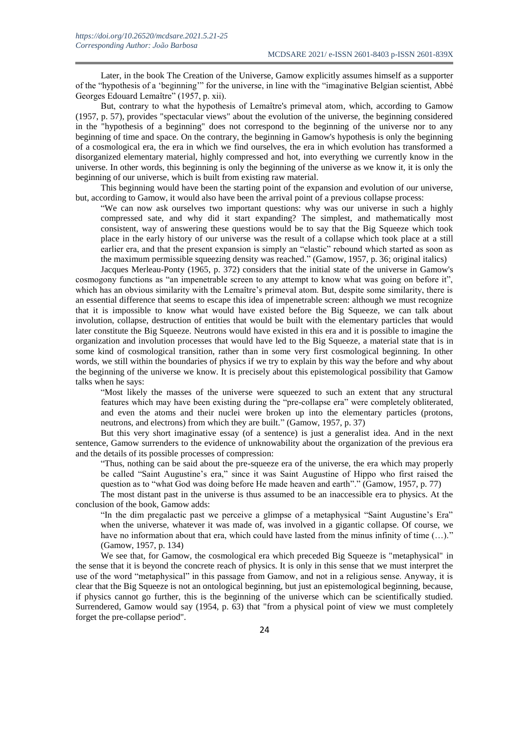Later, in the book The Creation of the Universe, Gamow explicitly assumes himself as a supporter of the "hypothesis of a 'beginning'" for the universe, in line with the "imaginative Belgian scientist, Abbé Georges Edouard Lemaître" (1957, p. xii).

But, contrary to what the hypothesis of Lemaître's primeval atom, which, according to Gamow (1957, p. 57), provides "spectacular views" about the evolution of the universe, the beginning considered in the "hypothesis of a beginning" does not correspond to the beginning of the universe nor to any beginning of time and space. On the contrary, the beginning in Gamow's hypothesis is only the beginning of a cosmological era, the era in which we find ourselves, the era in which evolution has transformed a disorganized elementary material, highly compressed and hot, into everything we currently know in the universe. In other words, this beginning is only the beginning of the universe as we know it, it is only the beginning of our universe, which is built from existing raw material.

This beginning would have been the starting point of the expansion and evolution of our universe, but, according to Gamow, it would also have been the arrival point of a previous collapse process:

> "We can now ask ourselves two important questions: why was our universe in such a highly compressed sate, and why did it start expanding? The simplest, and mathematically most consistent, way of answering these questions would be to say that the Big Squeeze which took place in the early history of our universe was the result of a collapse which took place at a still earlier era, and that the present expansion is simply an "elastic" rebound which started as soon as the maximum permissible squeezing density was reached." (Gamow, 1957, p. 36; original italics)

Jacques Merleau-Ponty (1965, p. 372) considers that the initial state of the universe in Gamow's cosmogony functions as "an impenetrable screen to any attempt to know what was going on before it", which has an obvious similarity with the Lemaître's primeval atom. But, despite some similarity, there is an essential difference that seems to escape this idea of impenetrable screen: although we must recognize that it is impossible to know what would have existed before the Big Squeeze, we can talk about involution, collapse, destruction of entities that would be built with the elementary particles that would later constitute the Big Squeeze. Neutrons would have existed in this era and it is possible to imagine the organization and involution processes that would have led to the Big Squeeze, a material state that is in some kind of cosmological transition, rather than in some very first cosmological beginning. In other words, we still within the boundaries of physics if we try to explain by this way the before and why about the beginning of the universe we know. It is precisely about this epistemological possibility that Gamow talks when he says:

> "Most likely the masses of the universe were squeezed to such an extent that any structural features which may have been existing during the "pre-collapse era" were completely obliterated, and even the atoms and their nuclei were broken up into the elementary particles (protons, neutrons, and electrons) from which they are built." (Gamow, 1957, p. 37)

But this very short imaginative essay (of a sentence) is just a generalist idea. And in the next sentence, Gamow surrenders to the evidence of unknowability about the organization of the previous era and the details of its possible processes of compression:

> "Thus, nothing can be said about the pre-squeeze era of the universe, the era which may properly be called "Saint Augustine's era," since it was Saint Augustine of Hippo who first raised the question as to "what God was doing before He made heaven and earth"." (Gamow, 1957, p. 77)

The most distant past in the universe is thus assumed to be an inaccessible era to physics. At the conclusion of the book, Gamow adds:

> "In the dim pregalactic past we perceive a glimpse of a metaphysical "Saint Augustine's Era" when the universe, whatever it was made of, was involved in a gigantic collapse. Of course, we have no information about that era, which could have lasted from the minus infinity of time (…)." (Gamow, 1957, p. 134)

We see that, for Gamow, the cosmological era which preceded Big Squeeze is "metaphysical" in the sense that it is beyond the concrete reach of physics. It is only in this sense that we must interpret the use of the word "metaphysical" in this passage from Gamow, and not in a religious sense. Anyway, it is clear that the Big Squeeze is not an ontological beginning, but just an epistemological beginning, because, if physics cannot go further, this is the beginning of the universe which can be scientifically studied. Surrendered, Gamow would say (1954, p. 63) that "from a physical point of view we must completely forget the pre-collapse period".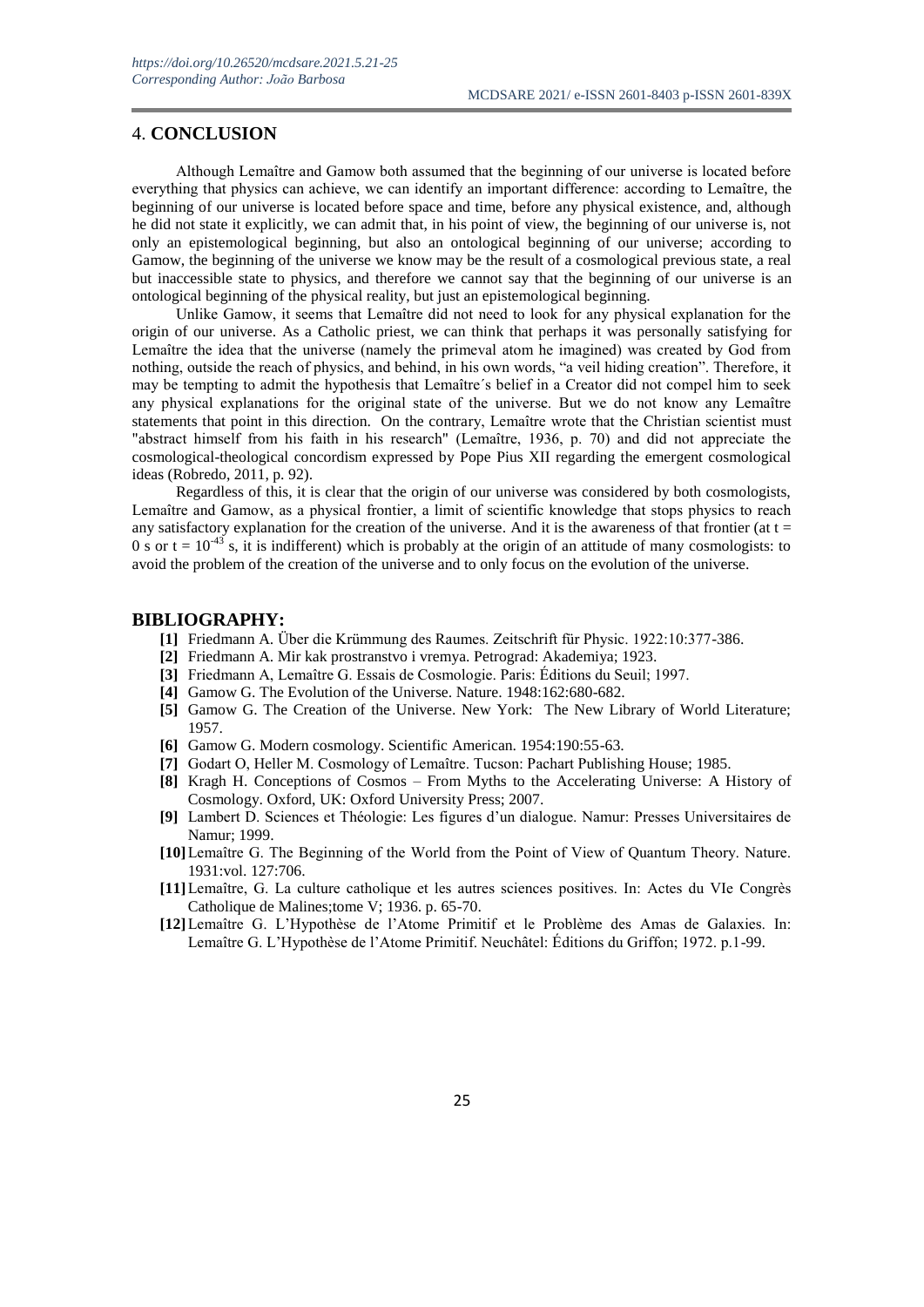## 4. CONCLUSION

Although Lemaître and Gamow both assumed that the beginning of our universe is located before everything that physics can achieve, we can identify an important difference: according to Lemaître, the beginning of our universe is located before space and time, before any physical existence, and, although he did not state it explicitly, we can admit that, in his point of view, the beginning of our universe is, not only an epistemological beginning, but also an ontological beginning of our universe; according to Gamow, the beginning of the universe we know may be the result of a cosmological previous state, a real but inaccessible state to physics, and therefore we cannot say that the beginning of our universe is an ontological beginning of the physical reality, but just an epistemological beginning.

Unlike Gamow, it seems that Lemaître did not need to look for any physical explanation for the origin of our universe. As a Catholic priest, we can think that perhaps it was personally satisfying for Lemaître the idea that the universe (namely the primeval atom he imagined) was created by God from nothing, outside the reach of physics, and behind, in his own words, "a veil hiding creation". Therefore, it may be tempting to admit the hypothesis that Lemaître´s belief in a Creator did not compel him to seek any physical explanations for the original state of the universe. But we do not know any Lemaître statements that point in this direction. On the contrary, Lemaître wrote that the Christian scientist must "abstract himself from his faith in his research" (Lemaître, 1936, p. 70) and did not appreciate the cosmological-theological concordism expressed by Pope Pius XII regarding the emergent cosmological ideas (Robredo, 2011, p. 92).

Regardless of this, it is clear that the origin of our universe was considered by both cosmologists, Lemaître and Gamow, as a physical frontier, a limit of scientific knowledge that stops physics to reach any satisfactory explanation for the creation of the universe. And it is the awareness of that frontier (at $t = 0$ s or $t = 10^{-43}$ s, it is indifferent) which is probably at the origin of an attitude of many cosmologists: to avoid the problem of the creation of the universe and to only focus on the evolution of the universe.

## BIBLIOGRAPHY:

- **[1]** Friedmann A. Über die Krümmung des Raumes. Zeitschrift für Physic. 1922:10:377-386.
- **[2]** Friedmann A. Mir kak prostranstvo i vremya. Petrograd: Akademiya; 1923.
- **[3]** Friedmann A, Lemaître G. Essais de Cosmologie. Paris: Éditions du Seuil; 1997.
- **[4]** Gamow G. The Evolution of the Universe. Nature. 1948:162:680-682.
- **[5]** Gamow G. The Creation of the Universe. New York: The New Library of World Literature; 1957.
- **[6]** Gamow G. Modern cosmology. Scientific American. 1954:190:55-63.
- **[7]** Godart O, Heller M. Cosmology of Lemaître. Tucson: Pachart Publishing House; 1985.
- **[8]** Kragh H. Conceptions of Cosmos – From Myths to the Accelerating Universe: A History of Cosmology. Oxford, UK: Oxford University Press; 2007.
- **[9]** Lambert D. Sciences et Théologie: Les figures d'un dialogue. Namur: Presses Universitaires de Namur; 1999.
- **[10]** Lemaître G. The Beginning of the World from the Point of View of Quantum Theory. Nature. 1931:vol. 127:706.
- **[11]** Lemaître, G. La culture catholique et les autres sciences positives. In: Actes du VIe Congrès Catholique de Malines;tome V; 1936. p. 65-70.
- **[12]** Lemaître G. L'Hypothèse de l'Atome Primitif et le Problème des Amas de Galaxies. In: Lemaître G. L'Hypothèse de l'Atome Primitif. Neuchâtel: Éditions du Griffon; 1972. p.1-99.